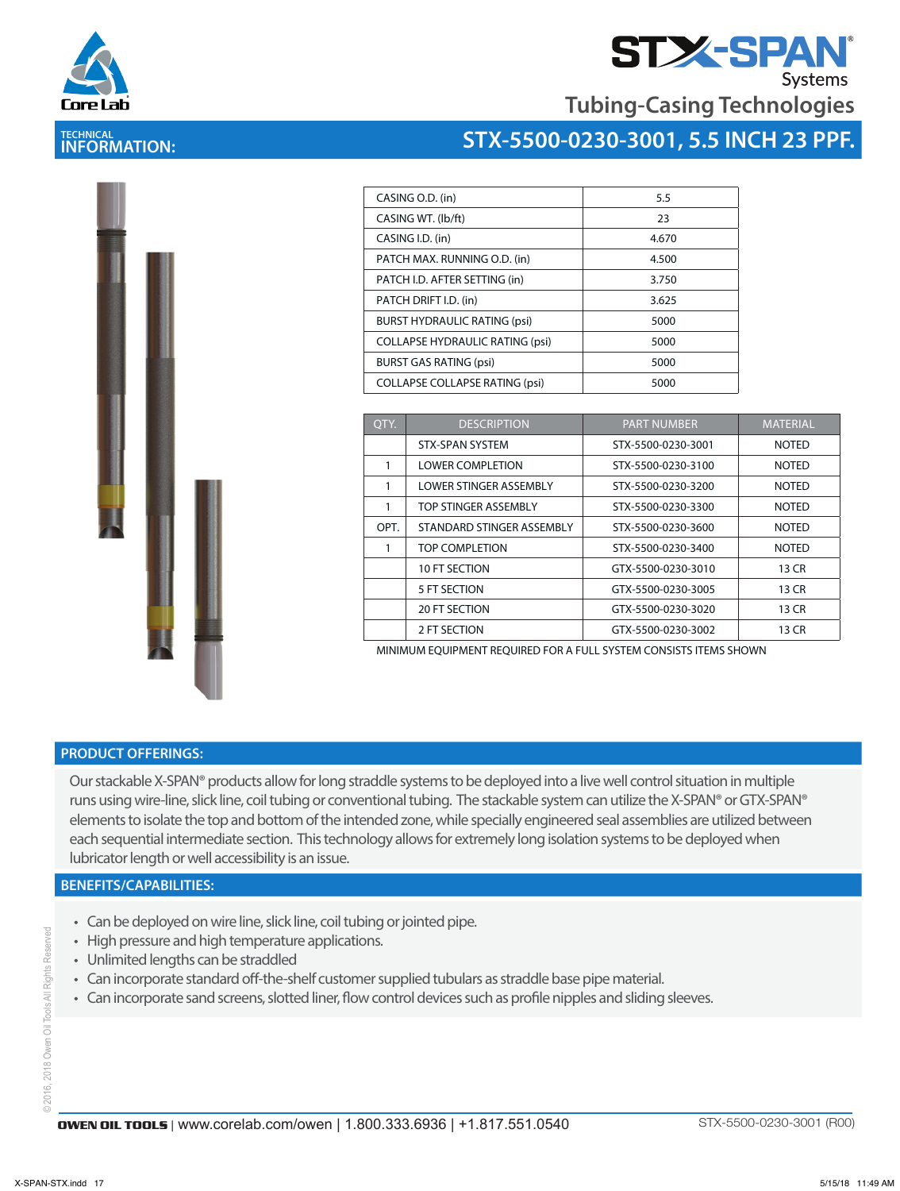# STX-SPAN® Systems

## Tubing-Casing Technologies

**TECHNICAL INFORMATION:** STX-5500-0230-3001, 5.5 INCH 23 PPF.

| | |
|---|---|
| CASING O.D. (in) | 5.5 |
| CASING WT. (lb/ft) | 23 |
| CASING I.D. (in) | 4.670 |
| PATCH MAX. RUNNING O.D. (in) | 4.500 |
| PATCH I.D. AFTER SETTING (in) | 3.750 |
| PATCH DRIFT I.D. (in) | 3.625 |
| BURST HYDRAULIC RATING (psi) | 5000 |
| COLLAPSE HYDRAULIC RATING (psi) | 5000 |
| BURST GAS RATING (psi) | 5000 |
| COLLAPSE COLLAPSE RATING (psi) | 5000 |

| QTY. | DESCRIPTION | PART NUMBER | MATERIAL |
|---|---|---|---|
| | STX-SPAN SYSTEM | STX-5500-0230-3001 | NOTED |
| 1 | LOWER COMPLETION | STX-5500-0230-3100 | NOTED |
| 1 | LOWER STINGER ASSEMBLY | STX-5500-0230-3200 | NOTED |
| 1 | TOP STINGER ASSEMBLY | STX-5500-0230-3300 | NOTED |
| OPT. | STANDARD STINGER ASSEMBLY | STX-5500-0230-3600 | NOTED |
| 1 | TOP COMPLETION | STX-5500-0230-3400 | NOTED |
| | 10 FT SECTION | GTX-5500-0230-3010 | 13 CR |
| | 5 FT SECTION | GTX-5500-0230-3005 | 13 CR |
| | 20 FT SECTION | GTX-5500-0230-3020 | 13 CR |
| | 2 FT SECTION | GTX-5500-0230-3002 | 13 CR |

MINIMUM EQUIPMENT REQUIRED FOR A FULL SYSTEM CONSISTS ITEMS SHOWN

## PRODUCT OFFERINGS:

Our stackable X-SPAN® products allow for long straddle systems to be deployed into a live well control situation in multiple runs using wire-line, slick line, coil tubing or conventional tubing. The stackable system can utilize the X-SPAN® or GTX-SPAN® elements to isolate the top and bottom of the intended zone, while specially engineered seal assemblies are utilized between each sequential intermediate section. This technology allows for extremely long isolation systems to be deployed when lubricator length or well accessibility is an issue.

## BENEFITS/CAPABILITIES:

- Can be deployed on wire line, slick line, coil tubing or jointed pipe.
- High pressure and high temperature applications.
- Unlimited lengths can be straddled
- Can incorporate standard off-the-shelf customer supplied tubulars as straddle base pipe material.
- Can incorporate sand screens, slotted liner, flow control devices such as profile nipples and sliding sleeves.

©2016, 2018 Owen Oil Tools All Rights Reserved

**OWEN OIL TOOLS** | www.corelab.com/owen | 1.800.333.6936 | +1.817.551.0540 STX-5500-0230-3001 (R00)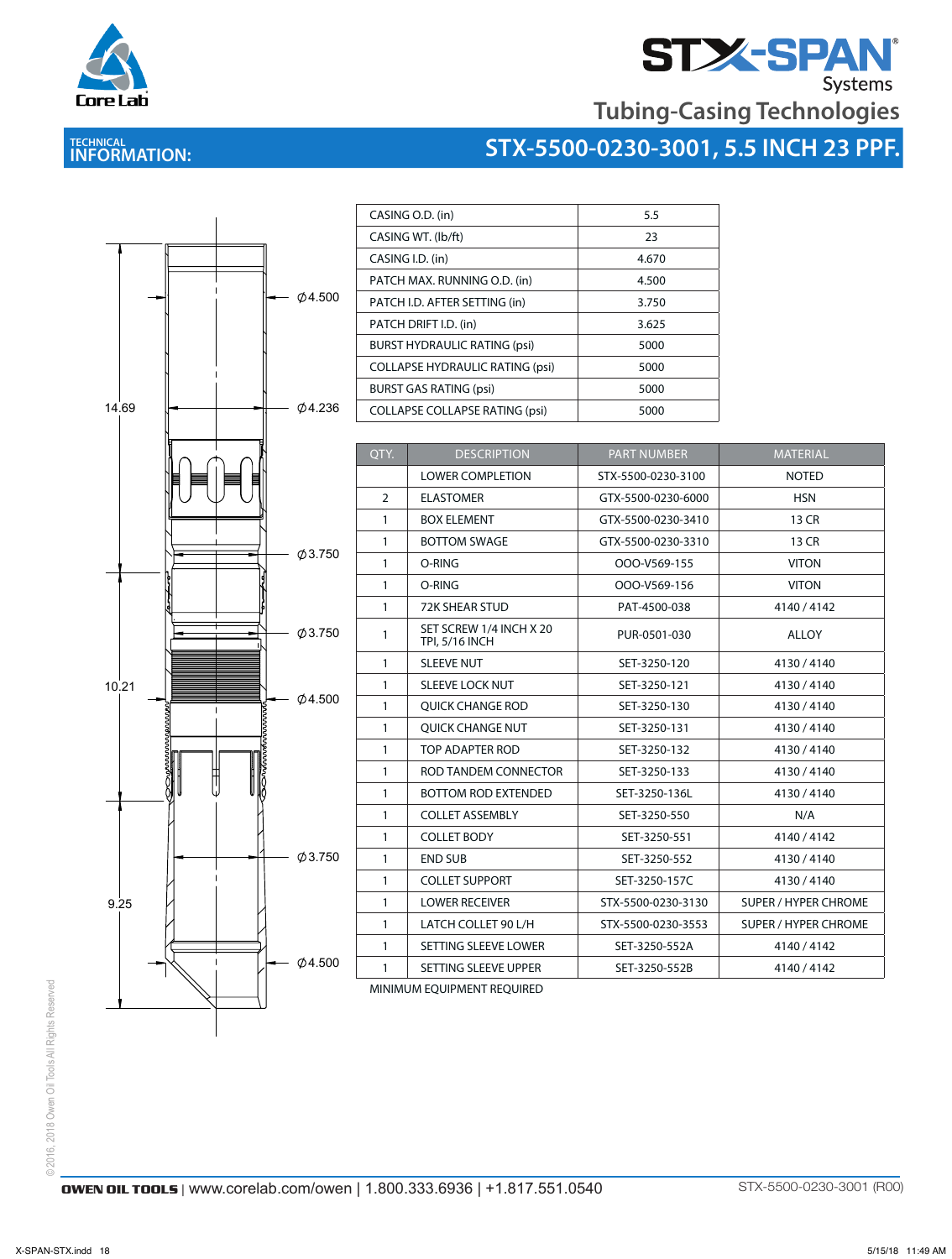# TECHNICAL INFORMATION: STX-5500-0230-3001, 5.5 INCH 23 PPF.

STX-SPAN® Systems
Tubing-Casing Technologies

| | |
|---|---|
| CASING O.D. (in) | 5.5 |
| CASING WT. (lb/ft) | 23 |
| CASING I.D. (in) | 4.670 |
| PATCH MAX. RUNNING O.D. (in) | 4.500 |
| PATCH I.D. AFTER SETTING (in) | 3.750 |
| PATCH DRIFT I.D. (in) | 3.625 |
| BURST HYDRAULIC RATING (psi) | 5000 |
| COLLAPSE HYDRAULIC RATING (psi) | 5000 |
| BURST GAS RATING (psi) | 5000 |
| COLLAPSE COLLAPSE RATING (psi) | 5000 |

| QTY. | DESCRIPTION | PART NUMBER | MATERIAL |
|---|---|---|---|
| | LOWER COMPLETION | STX-5500-0230-3100 | NOTED |
| 2 | ELASTOMER | GTX-5500-0230-6000 | HSN |
| 1 | BOX ELEMENT | GTX-5500-0230-3410 | 13 CR |
| 1 | BOTTOM SWAGE | GTX-5500-0230-3310 | 13 CR |
| 1 | O-RING | OOO-V569-155 | VITON |
| 1 | O-RING | OOO-V569-156 | VITON |
| 1 | 72K SHEAR STUD | PAT-4500-038 | 4140 / 4142 |
| 1 | SET SCREW 1/4 INCH X 20 TPI, 5/16 INCH | PUR-0501-030 | ALLOY |
| 1 | SLEEVE NUT | SET-3250-120 | 4130 / 4140 |
| 1 | SLEEVE LOCK NUT | SET-3250-121 | 4130 / 4140 |
| 1 | QUICK CHANGE ROD | SET-3250-130 | 4130 / 4140 |
| 1 | QUICK CHANGE NUT | SET-3250-131 | 4130 / 4140 |
| 1 | TOP ADAPTER ROD | SET-3250-132 | 4130 / 4140 |
| 1 | ROD TANDEM CONNECTOR | SET-3250-133 | 4130 / 4140 |
| 1 | BOTTOM ROD EXTENDED | SET-3250-136L | 4130 / 4140 |
| 1 | COLLET ASSEMBLY | SET-3250-550 | N/A |
| 1 | COLLET BODY | SET-3250-551 | 4140 / 4142 |
| 1 | END SUB | SET-3250-552 | 4130 / 4140 |
| 1 | COLLET SUPPORT | SET-3250-157C | 4130 / 4140 |
| 1 | LOWER RECEIVER | STX-5500-0230-3130 | SUPER / HYPER CHROME |
| 1 | LATCH COLLET 90 L/H | STX-5500-0230-3553 | SUPER / HYPER CHROME |
| 1 | SETTING SLEEVE LOWER | SET-3250-552A | 4140 / 4142 |
| 1 | SETTING SLEEVE UPPER | SET-3250-552B | 4140 / 4142 |

MINIMUM EQUIPMENT REQUIRED

Drawing dimensions: 14.69, 10.21, 9.25; Ø4.500, Ø4.236, Ø3.750, Ø3.750, Ø4.500, Ø3.750, Ø4.500

© 2016, 2018 Owen Oil Tools All Rights Reserved

**OWEN OIL TOOLS** | www.corelab.com/owen | 1.800.333.6936 | +1.817.551.0540

STX-5500-0230-3001 (R00)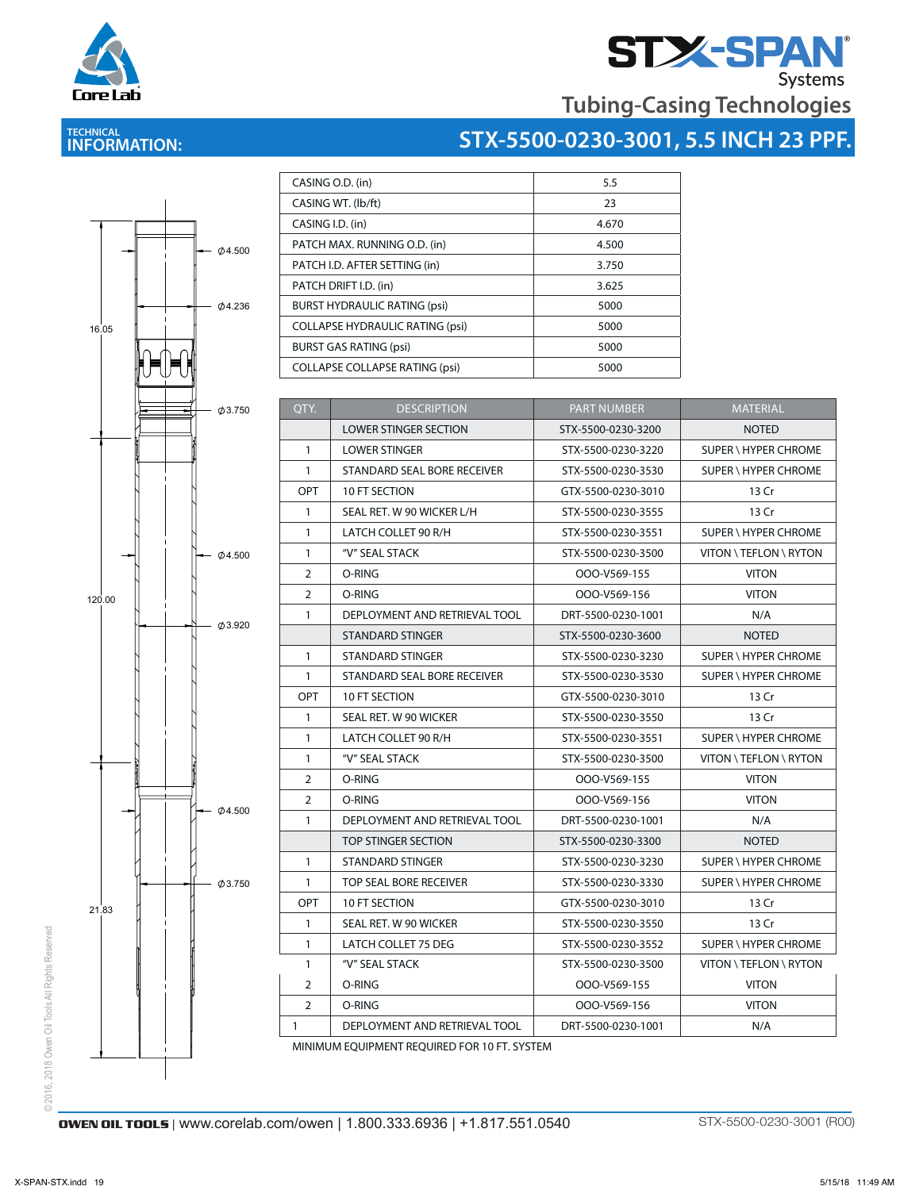# STX-SPAN Systems

## Tubing-Casing Technologies

**TECHNICAL INFORMATION:**

## STX-5500-0230-3001, 5.5 INCH 23 PPF.

16.05

120.00

21.83

Ø4.500

Ø4.236

Ø3.750

Ø4.500

Ø3.920

Ø4.500

Ø3.750

| | |
|---|---|
| CASING O.D. (in) | 5.5 |
| CASING WT. (lb/ft) | 23 |
| CASING I.D. (in) | 4.670 |
| PATCH MAX. RUNNING O.D. (in) | 4.500 |
| PATCH I.D. AFTER SETTING (in) | 3.750 |
| PATCH DRIFT I.D. (in) | 3.625 |
| BURST HYDRAULIC RATING (psi) | 5000 |
| COLLAPSE HYDRAULIC RATING (psi) | 5000 |
| BURST GAS RATING (psi) | 5000 |
| COLLAPSE COLLAPSE RATING (psi) | 5000 |

| QTY. | DESCRIPTION | PART NUMBER | MATERIAL |
|---|---|---|---|
| | LOWER STINGER SECTION | STX-5500-0230-3200 | NOTED |
| 1 | LOWER STINGER | STX-5500-0230-3220 | SUPER \ HYPER CHROME |
| 1 | STANDARD SEAL BORE RECEIVER | STX-5500-0230-3530 | SUPER \ HYPER CHROME |
| OPT | 10 FT SECTION | GTX-5500-0230-3010 | 13 Cr |
| 1 | SEAL RET. W 90 WICKER L/H | STX-5500-0230-3555 | 13 Cr |
| 1 | LATCH COLLET 90 R/H | STX-5500-0230-3551 | SUPER \ HYPER CHROME |
| 1 | "V" SEAL STACK | STX-5500-0230-3500 | VITON \ TEFLON \ RYTON |
| 2 | O-RING | OOO-V569-155 | VITON |
| 2 | O-RING | OOO-V569-156 | VITON |
| 1 | DEPLOYMENT AND RETRIEVAL TOOL | DRT-5500-0230-1001 | N/A |
| | STANDARD STINGER | STX-5500-0230-3600 | NOTED |
| 1 | STANDARD STINGER | STX-5500-0230-3230 | SUPER \ HYPER CHROME |
| 1 | STANDARD SEAL BORE RECEIVER | STX-5500-0230-3530 | SUPER \ HYPER CHROME |
| OPT | 10 FT SECTION | GTX-5500-0230-3010 | 13 Cr |
| 1 | SEAL RET. W 90 WICKER | STX-5500-0230-3550 | 13 Cr |
| 1 | LATCH COLLET 90 R/H | STX-5500-0230-3551 | SUPER \ HYPER CHROME |
| 1 | "V" SEAL STACK | STX-5500-0230-3500 | VITON \ TEFLON \ RYTON |
| 2 | O-RING | OOO-V569-155 | VITON |
| 2 | O-RING | OOO-V569-156 | VITON |
| 1 | DEPLOYMENT AND RETRIEVAL TOOL | DRT-5500-0230-1001 | N/A |
| | TOP STINGER SECTION | STX-5500-0230-3300 | NOTED |
| 1 | STANDARD STINGER | STX-5500-0230-3230 | SUPER \ HYPER CHROME |
| 1 | TOP SEAL BORE RECEIVER | STX-5500-0230-3330 | SUPER \ HYPER CHROME |
| OPT | 10 FT SECTION | GTX-5500-0230-3010 | 13 Cr |
| 1 | SEAL RET. W 90 WICKER | STX-5500-0230-3550 | 13 Cr |
| 1 | LATCH COLLET 75 DEG | STX-5500-0230-3552 | SUPER \ HYPER CHROME |
| 1 | "V" SEAL STACK | STX-5500-0230-3500 | VITON \ TEFLON \ RYTON |
| 2 | O-RING | OOO-V569-155 | VITON |
| 2 | O-RING | OOO-V569-156 | VITON |
| 1 | DEPLOYMENT AND RETRIEVAL TOOL | DRT-5500-0230-1001 | N/A |

MINIMUM EQUIPMENT REQUIRED FOR 10 FT. SYSTEM

©2016, 2018 Owen Oil Tools All Rights Reserved

**OWEN OIL TOOLS** | www.corelab.com/owen | 1.800.333.6936 | +1.817.551.0540

STX-5500-0230-3001 (R00)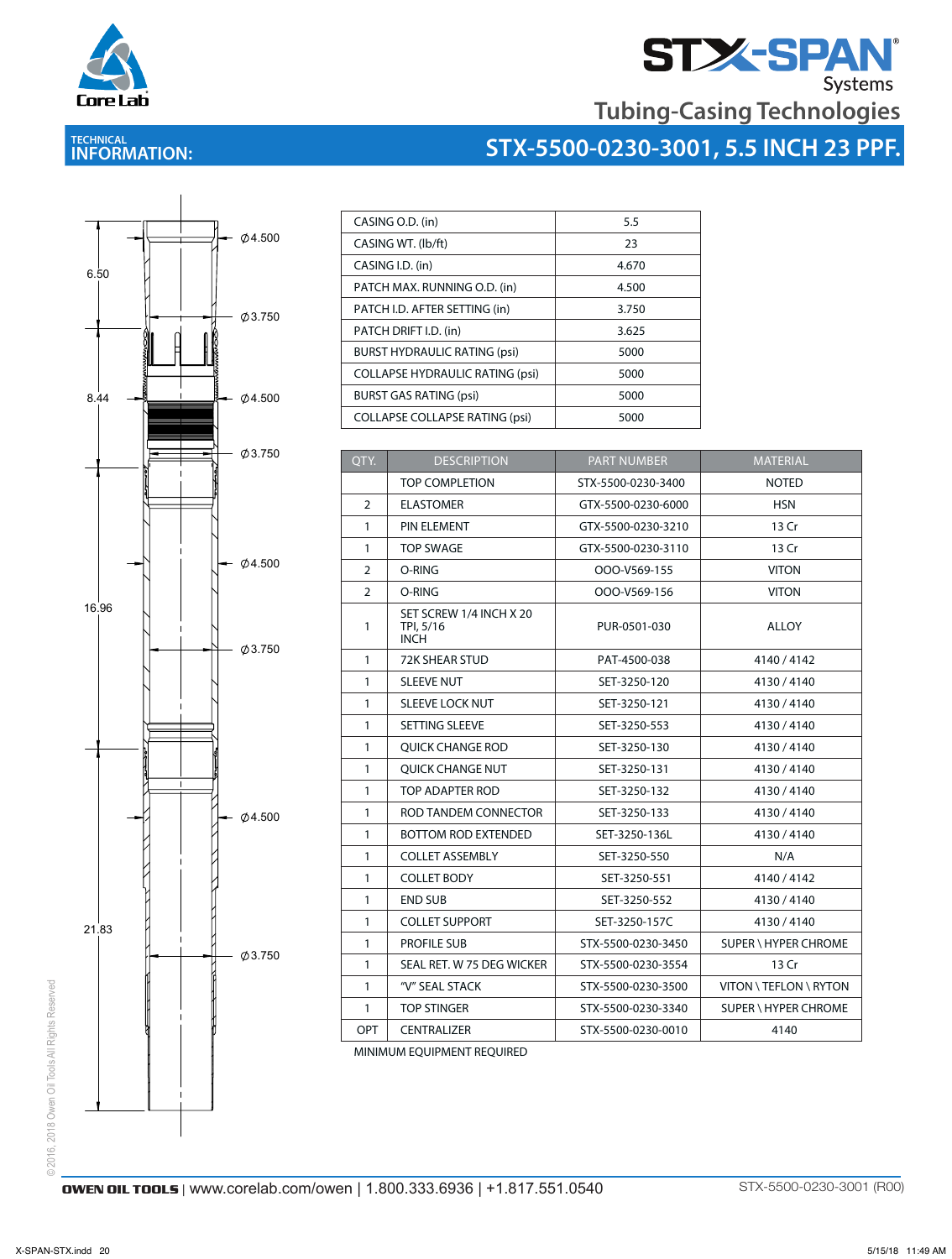Core Lab

STX-SPAN® Systems

Tubing-Casing Technologies

## TECHNICAL INFORMATION:

## STX-5500-0230-3001, 5.5 INCH 23 PPF.

6.50

8.44

16.96

21.83

Ø4.500

Ø3.750

Ø4.500

Ø3.750

Ø4.500

Ø3.750

Ø4.500

Ø3.750

| | |
|---|---|
| CASING O.D. (in) | 5.5 |
| CASING WT. (lb/ft) | 23 |
| CASING I.D. (in) | 4.670 |
| PATCH MAX. RUNNING O.D. (in) | 4.500 |
| PATCH I.D. AFTER SETTING (in) | 3.750 |
| PATCH DRIFT I.D. (in) | 3.625 |
| BURST HYDRAULIC RATING (psi) | 5000 |
| COLLAPSE HYDRAULIC RATING (psi) | 5000 |
| BURST GAS RATING (psi) | 5000 |
| COLLAPSE COLLAPSE RATING (psi) | 5000 |

| QTY. | DESCRIPTION | PART NUMBER | MATERIAL |
|---|---|---|---|
| | TOP COMPLETION | STX-5500-0230-3400 | NOTED |
| 2 | ELASTOMER | GTX-5500-0230-6000 | HSN |
| 1 | PIN ELEMENT | GTX-5500-0230-3210 | 13 Cr |
| 1 | TOP SWAGE | GTX-5500-0230-3110 | 13 Cr |
| 2 | O-RING | OOO-V569-155 | VITON |
| 2 | O-RING | OOO-V569-156 | VITON |
| 1 | SET SCREW 1/4 INCH X 20 TPI, 5/16 INCH | PUR-0501-030 | ALLOY |
| 1 | 72K SHEAR STUD | PAT-4500-038 | 4140 / 4142 |
| 1 | SLEEVE NUT | SET-3250-120 | 4130 / 4140 |
| 1 | SLEEVE LOCK NUT | SET-3250-121 | 4130 / 4140 |
| 1 | SETTING SLEEVE | SET-3250-553 | 4130 / 4140 |
| 1 | QUICK CHANGE ROD | SET-3250-130 | 4130 / 4140 |
| 1 | QUICK CHANGE NUT | SET-3250-131 | 4130 / 4140 |
| 1 | TOP ADAPTER ROD | SET-3250-132 | 4130 / 4140 |
| 1 | ROD TANDEM CONNECTOR | SET-3250-133 | 4130 / 4140 |
| 1 | BOTTOM ROD EXTENDED | SET-3250-136L | 4130 / 4140 |
| 1 | COLLET ASSEMBLY | SET-3250-550 | N/A |
| 1 | COLLET BODY | SET-3250-551 | 4140 / 4142 |
| 1 | END SUB | SET-3250-552 | 4130 / 4140 |
| 1 | COLLET SUPPORT | SET-3250-157C | 4130 / 4140 |
| 1 | PROFILE SUB | STX-5500-0230-3450 | SUPER \ HYPER CHROME |
| 1 | SEAL RET. W 75 DEG WICKER | STX-5500-0230-3554 | 13 Cr |
| 1 | "V" SEAL STACK | STX-5500-0230-3500 | VITON \ TEFLON \ RYTON |
| 1 | TOP STINGER | STX-5500-0230-3340 | SUPER \ HYPER CHROME |
| OPT | CENTRALIZER | STX-5500-0230-0010 | 4140 |

MINIMUM EQUIPMENT REQUIRED

©2016, 2018 Owen Oil Tools All Rights Reserved

OWEN OIL TOOLS | www.corelab.com/owen | 1.800.333.6936 | +1.817.551.0540

STX-5500-0230-3001 (R00)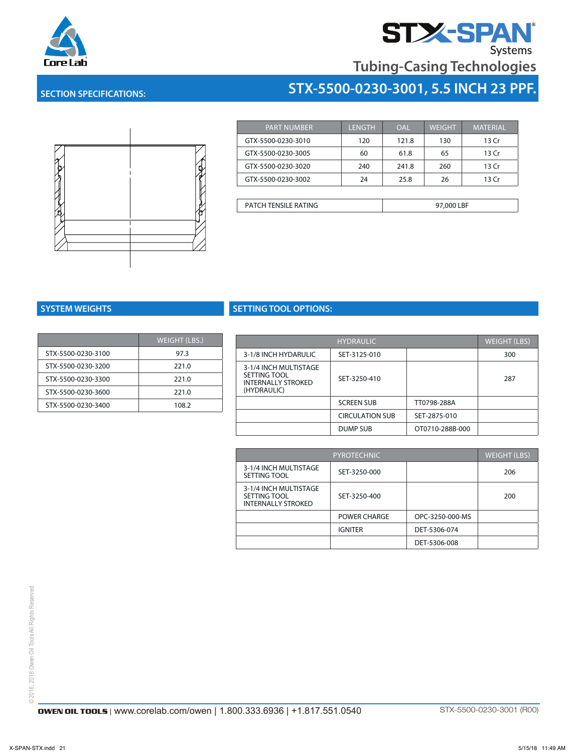# STX-SPAN Systems

## Tubing-Casing Technologies

## SECTION SPECIFICATIONS: STX-5500-0230-3001, 5.5 INCH 23 PPF.

| PART NUMBER | LENGTH | OAL | WEIGHT | MATERIAL |
|---|---|---|---|---|
| GTX-5500-0230-3010 | 120 | 121.8 | 130 | 13 Cr |
| GTX-5500-0230-3005 | 60 | 61.8 | 65 | 13 Cr |
| GTX-5500-0230-3020 | 240 | 241.8 | 260 | 13 Cr |
| GTX-5500-0230-3002 | 24 | 25.8 | 26 | 13 Cr |

| PATCH TENSILE RATING | 97,000 LBF |
|---|---|

## SYSTEM WEIGHTS

| | WEIGHT (LBS.) |
|---|---|
| STX-5500-0230-3100 | 97.3 |
| STX-5500-0230-3200 | 221.0 |
| STX-5500-0230-3300 | 221.0 |
| STX-5500-0230-3600 | 221.0 |
| STX-5500-0230-3400 | 108.2 |

## SETTING TOOL OPTIONS:

| HYDRAULIC | | | WEIGHT (LBS) |
|---|---|---|---|
| 3-1/8 INCH HYDARULIC | SET-3125-010 | | 300 |
| 3-1/4 INCH MULTISTAGE SETTING TOOL INTERNALLY STROKED (HYDRAULIC) | SET-3250-410 | | 287 |
| | SCREEN SUB | TT0798-288A | |
| | CIRCULATION SUB | SET-2875-010 | |
| | DUMP SUB | OT0710-288B-000 | |

| PYROTECHNIC | | | WEIGHT (LBS) |
|---|---|---|---|
| 3-1/4 INCH MULTISTAGE SETTING TOOL | SET-3250-000 | | 206 |
| 3-1/4 INCH MULTISTAGE SETTING TOOL INTERNALLY STROKED | SET-3250-400 | | 200 |
| | POWER CHARGE | OPC-3250-000-MS | |
| | IGNITER | DET-5306-074 | |
| | | DET-5306-008 | |

©2016, 2018 Owen Oil Tools All Rights Reserved

OWEN OIL TOOLS | www.corelab.com/owen | 1.800.333.6936 | +1.817.551.0540

STX-5500-0230-3001 (R00)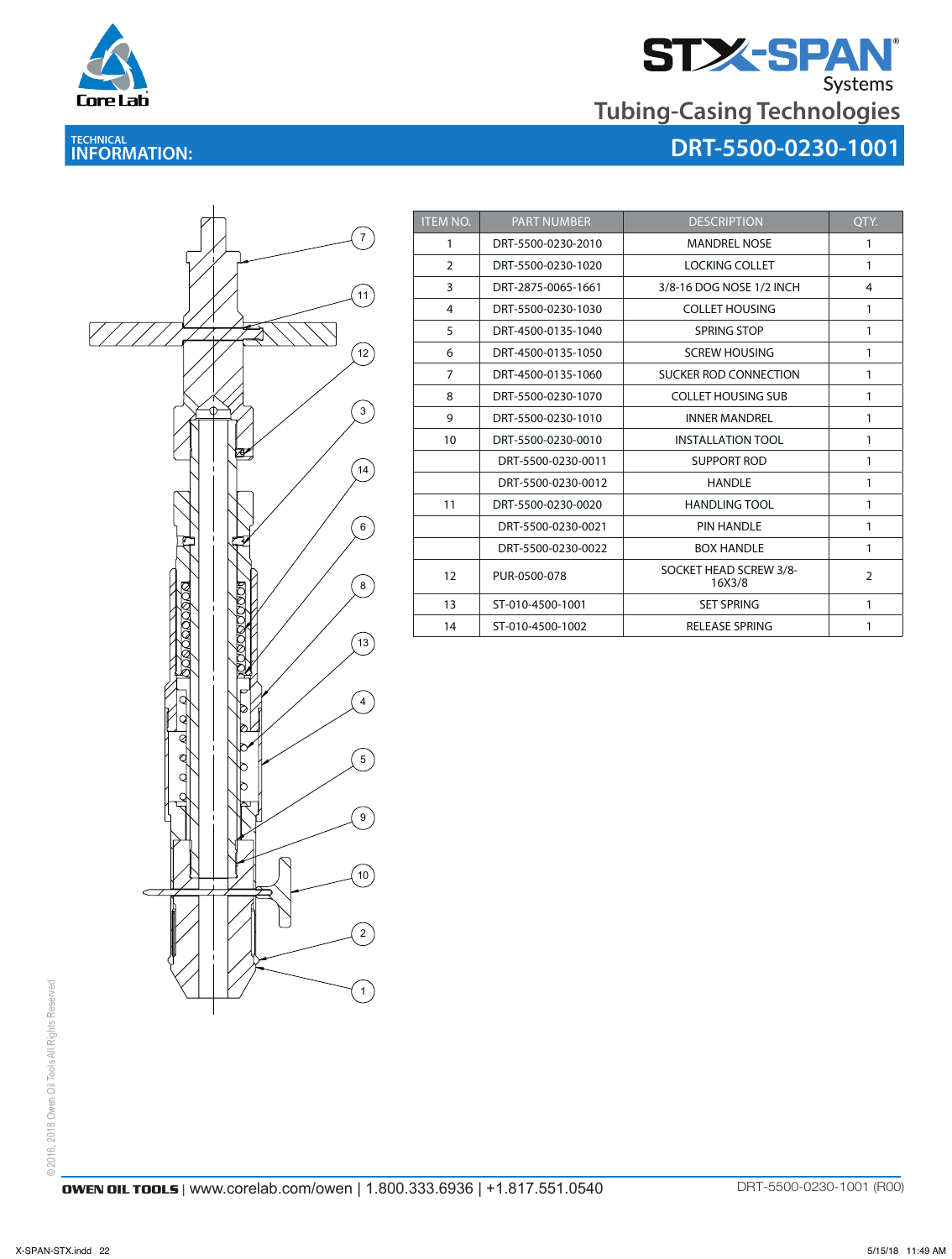STX-SPAN Systems

Tubing-Casing Technologies

TECHNICAL INFORMATION:

# DRT-5500-0230-1001

7
11
12
3
14
6
8
13
4
5
9
10
2
1

| ITEM NO. | PART NUMBER | DESCRIPTION | QTY. |
|---|---|---|---|
| 1 | DRT-5500-0230-2010 | MANDREL NOSE | 1 |
| 2 | DRT-5500-0230-1020 | LOCKING COLLET | 1 |
| 3 | DRT-2875-0065-1661 | 3/8-16 DOG NOSE 1/2 INCH | 4 |
| 4 | DRT-5500-0230-1030 | COLLET HOUSING | 1 |
| 5 | DRT-4500-0135-1040 | SPRING STOP | 1 |
| 6 | DRT-4500-0135-1050 | SCREW HOUSING | 1 |
| 7 | DRT-4500-0135-1060 | SUCKER ROD CONNECTION | 1 |
| 8 | DRT-5500-0230-1070 | COLLET HOUSING SUB | 1 |
| 9 | DRT-5500-0230-1010 | INNER MANDREL | 1 |
| 10 | DRT-5500-0230-0010 | INSTALLATION TOOL | 1 |
| | DRT-5500-0230-0011 | SUPPORT ROD | 1 |
| | DRT-5500-0230-0012 | HANDLE | 1 |
| 11 | DRT-5500-0230-0020 | HANDLING TOOL | 1 |
| | DRT-5500-0230-0021 | PIN HANDLE | 1 |
| | DRT-5500-0230-0022 | BOX HANDLE | 1 |
| 12 | PUR-0500-078 | SOCKET HEAD SCREW 3/8-16X3/8 | 2 |
| 13 | ST-010-4500-1001 | SET SPRING | 1 |
| 14 | ST-010-4500-1002 | RELEASE SPRING | 1 |

©2016, 2018 Owen Oil Tools All Rights Reserved

OWEN OIL TOOLS | www.corelab.com/owen | 1.800.333.6936 | +1.817.551.0540

DRT-5500-0230-1001 (R00)